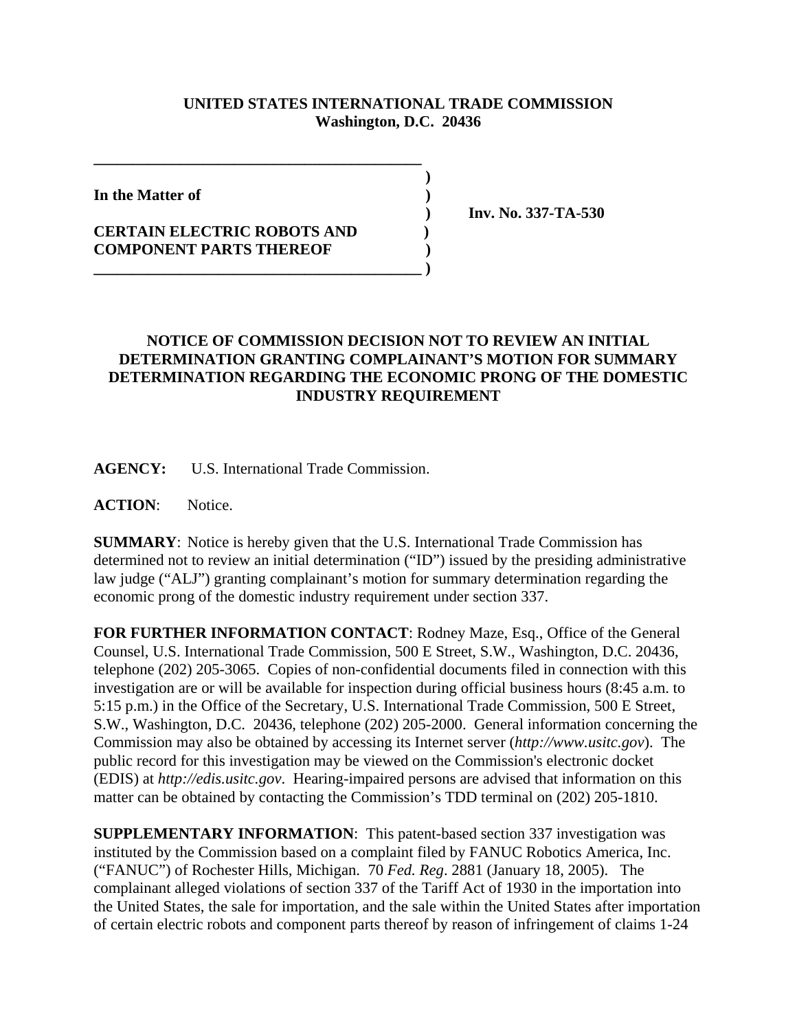**UNITED STATES INTERNATIONAL TRADE COMMISSION**
**Washington, D.C. 20436**

**In the Matter of**

**CERTAIN ELECTRIC ROBOTS AND COMPONENT PARTS THEREOF**

**Inv. No. 337-TA-530**

## NOTICE OF COMMISSION DECISION NOT TO REVIEW AN INITIAL DETERMINATION GRANTING COMPLAINANT'S MOTION FOR SUMMARY DETERMINATION REGARDING THE ECONOMIC PRONG OF THE DOMESTIC INDUSTRY REQUIREMENT

**AGENCY:** U.S. International Trade Commission.

**ACTION**: Notice.

**SUMMARY**: Notice is hereby given that the U.S. International Trade Commission has determined not to review an initial determination ("ID") issued by the presiding administrative law judge ("ALJ") granting complainant's motion for summary determination regarding the economic prong of the domestic industry requirement under section 337.

**FOR FURTHER INFORMATION CONTACT**: Rodney Maze, Esq., Office of the General Counsel, U.S. International Trade Commission, 500 E Street, S.W., Washington, D.C. 20436, telephone (202) 205-3065. Copies of non-confidential documents filed in connection with this investigation are or will be available for inspection during official business hours (8:45 a.m. to 5:15 p.m.) in the Office of the Secretary, U.S. International Trade Commission, 500 E Street, S.W., Washington, D.C. 20436, telephone (202) 205-2000. General information concerning the Commission may also be obtained by accessing its Internet server (*http://www.usitc.gov*). The public record for this investigation may be viewed on the Commission's electronic docket (EDIS) at *http://edis.usitc.gov*. Hearing-impaired persons are advised that information on this matter can be obtained by contacting the Commission's TDD terminal on (202) 205-1810.

**SUPPLEMENTARY INFORMATION**: This patent-based section 337 investigation was instituted by the Commission based on a complaint filed by FANUC Robotics America, Inc. ("FANUC") of Rochester Hills, Michigan. 70 *Fed. Reg*. 2881 (January 18, 2005). The complainant alleged violations of section 337 of the Tariff Act of 1930 in the importation into the United States, the sale for importation, and the sale within the United States after importation of certain electric robots and component parts thereof by reason of infringement of claims 1-24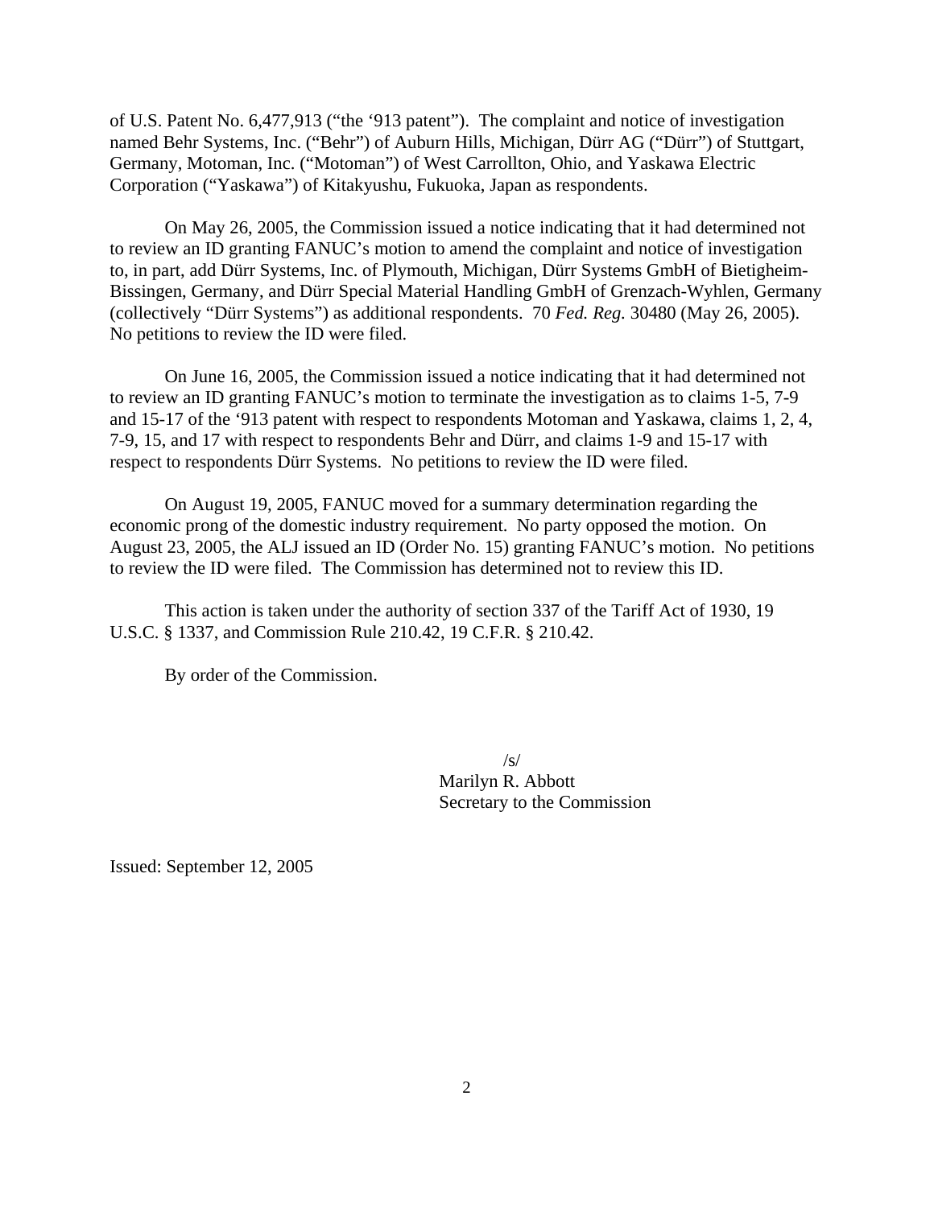of U.S. Patent No. 6,477,913 (“the ‘913 patent”). The complaint and notice of investigation named Behr Systems, Inc. (“Behr”) of Auburn Hills, Michigan, Dürr AG (“Dürr”) of Stuttgart, Germany, Motoman, Inc. (“Motoman”) of West Carrollton, Ohio, and Yaskawa Electric Corporation (“Yaskawa”) of Kitakyushu, Fukuoka, Japan as respondents.

On May 26, 2005, the Commission issued a notice indicating that it had determined not to review an ID granting FANUC’s motion to amend the complaint and notice of investigation to, in part, add Dürr Systems, Inc. of Plymouth, Michigan, Dürr Systems GmbH of Bietigheim-Bissingen, Germany, and Dürr Special Material Handling GmbH of Grenzach-Wyhlen, Germany (collectively “Dürr Systems”) as additional respondents. 70 *Fed. Reg.* 30480 (May 26, 2005). No petitions to review the ID were filed.

On June 16, 2005, the Commission issued a notice indicating that it had determined not to review an ID granting FANUC’s motion to terminate the investigation as to claims 1-5, 7-9 and 15-17 of the ‘913 patent with respect to respondents Motoman and Yaskawa, claims 1, 2, 4, 7-9, 15, and 17 with respect to respondents Behr and Dürr, and claims 1-9 and 15-17 with respect to respondents Dürr Systems. No petitions to review the ID were filed.

On August 19, 2005, FANUC moved for a summary determination regarding the economic prong of the domestic industry requirement. No party opposed the motion. On August 23, 2005, the ALJ issued an ID (Order No. 15) granting FANUC’s motion. No petitions to review the ID were filed. The Commission has determined not to review this ID.

This action is taken under the authority of section 337 of the Tariff Act of 1930, 19 U.S.C. § 1337, and Commission Rule 210.42, 19 C.F.R. § 210.42.

By order of the Commission.

/s/
Marilyn R. Abbott
Secretary to the Commission

Issued: September 12, 2005